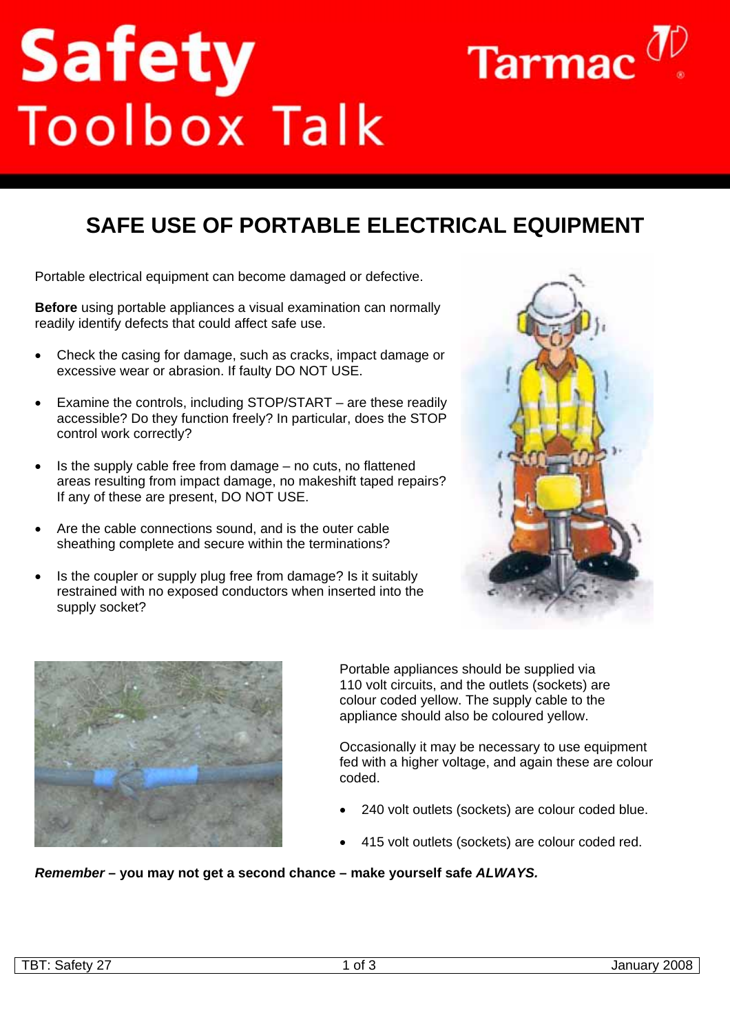# Safety Toolbox Talk

Tarmac

## SAFE USE OF PORTABLE ELECTRICAL EQUIPMENT

Portable electrical equipment can become damaged or defective.

**Before** using portable appliances a visual examination can normally readily identify defects that could affect safe use.

- Check the casing for damage, such as cracks, impact damage or excessive wear or abrasion. If faulty DO NOT USE.
- Examine the controls, including STOP/START – are these readily accessible? Do they function freely? In particular, does the STOP control work correctly?
- Is the supply cable free from damage – no cuts, no flattened areas resulting from impact damage, no makeshift taped repairs? If any of these are present, DO NOT USE.
- Are the cable connections sound, and is the outer cable sheathing complete and secure within the terminations?
- Is the coupler or supply plug free from damage? Is it suitably restrained with no exposed conductors when inserted into the supply socket?

Portable appliances should be supplied via 110 volt circuits, and the outlets (sockets) are colour coded yellow. The supply cable to the appliance should also be coloured yellow.

Occasionally it may be necessary to use equipment fed with a higher voltage, and again these are colour coded.

- 240 volt outlets (sockets) are colour coded blue.
- 415 volt outlets (sockets) are colour coded red.

***Remember* – you may not get a second chance – make yourself safe *ALWAYS.***

TBT: Safety 27 | January 2008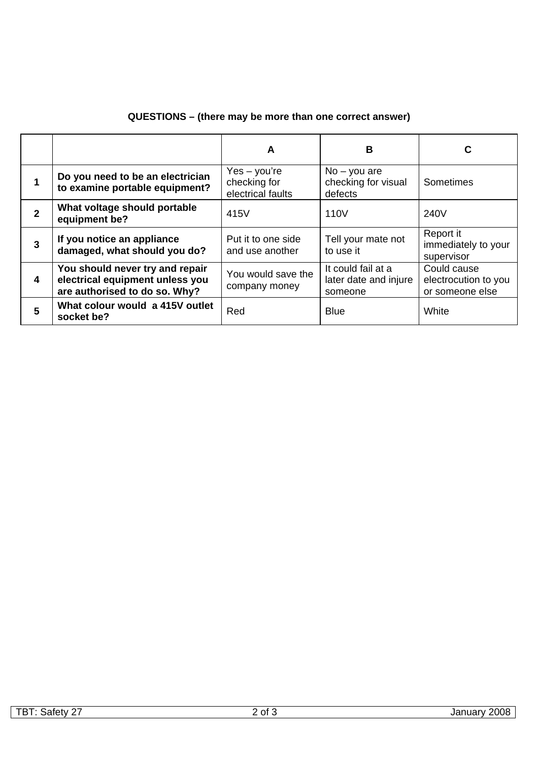**QUESTIONS – (there may be more than one correct answer)**

| | | A | B | C |
|---|---|---|---|---|
| **1** | **Do you need to be an electrician to examine portable equipment?** | Yes – you're checking for electrical faults | No – you are checking for visual defects | Sometimes |
| **2** | **What voltage should portable equipment be?** | 415V | 110V | 240V |
| **3** | **If you notice an appliance damaged, what should you do?** | Put it to one side and use another | Tell your mate not to use it | Report it immediately to your supervisor |
| **4** | **You should never try and repair electrical equipment unless you are authorised to do so. Why?** | You would save the company money | It could fail at a later date and injure someone | Could cause electrocution to you or someone else |
| **5** | **What colour would a 415V outlet socket be?** | Red | Blue | White |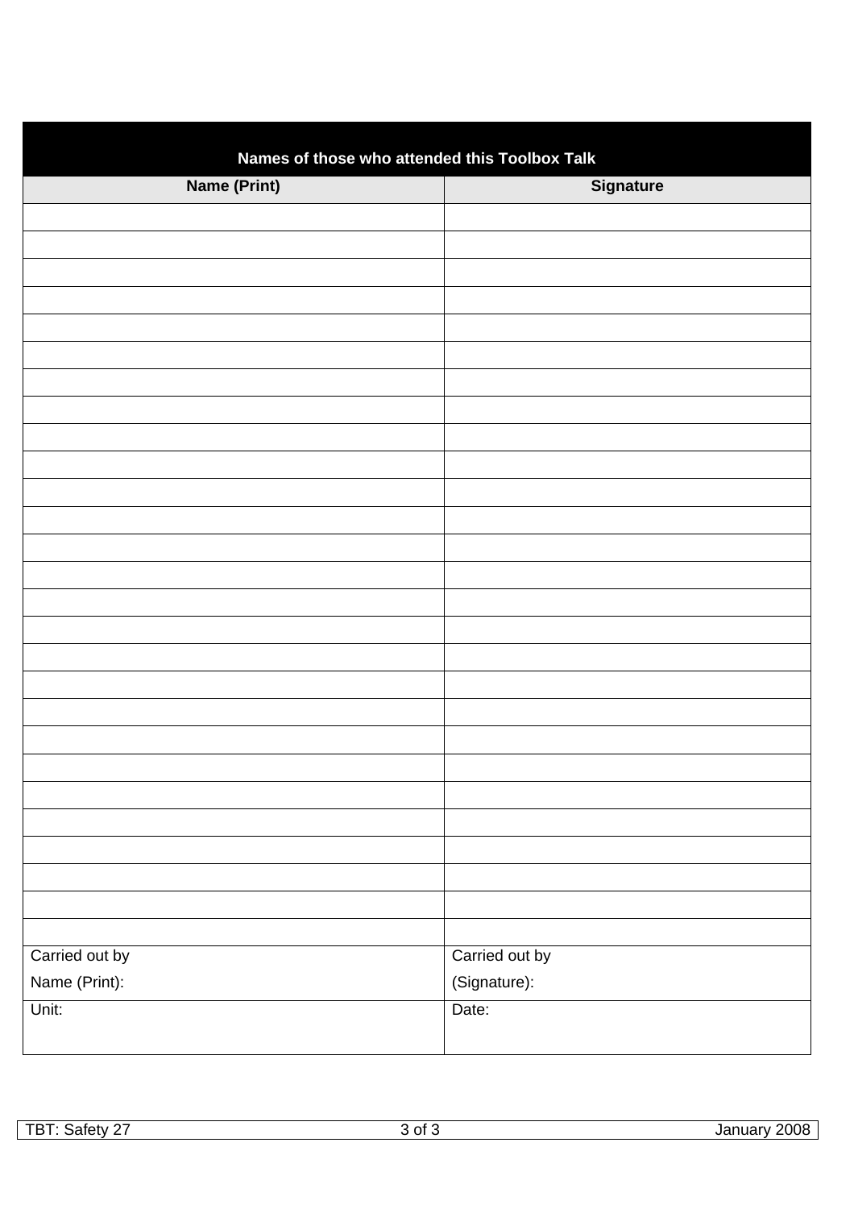| Names of those who attended this Toolbox Talk | |
|---|---|
| **Name (Print)** | **Signature** |
| | |
| | |
| | |
| | |
| | |
| | |
| | |
| | |
| | |
| | |
| | |
| | |
| | |
| | |
| | |
| | |
| | |
| | |
| | |
| | |
| | |
| | |
| | |
| | |
| | |
| | |
| | |
| Carried out by Name (Print): | Carried out by (Signature): |
| Unit: | Date: |